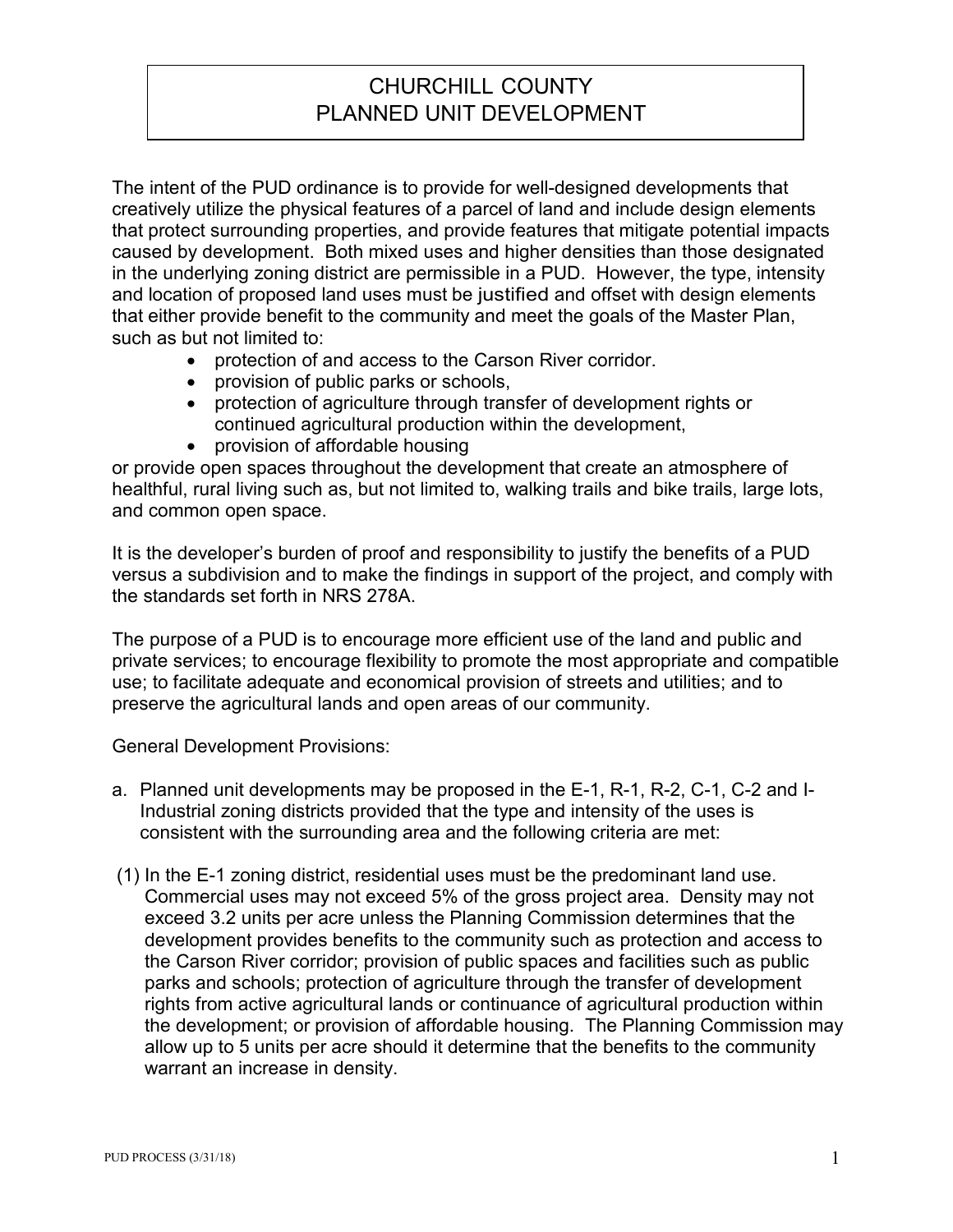# CHURCHILL COUNTY
# PLANNED UNIT DEVELOPMENT

The intent of the PUD ordinance is to provide for well-designed developments that creatively utilize the physical features of a parcel of land and include design elements that protect surrounding properties, and provide features that mitigate potential impacts caused by development. Both mixed uses and higher densities than those designated in the underlying zoning district are permissible in a PUD. However, the type, intensity and location of proposed land uses must be justified and offset with design elements that either provide benefit to the community and meet the goals of the Master Plan, such as but not limited to:

- protection of and access to the Carson River corridor.
- provision of public parks or schools,
- protection of agriculture through transfer of development rights or continued agricultural production within the development,
- provision of affordable housing

or provide open spaces throughout the development that create an atmosphere of healthful, rural living such as, but not limited to, walking trails and bike trails, large lots, and common open space.

It is the developer's burden of proof and responsibility to justify the benefits of a PUD versus a subdivision and to make the findings in support of the project, and comply with the standards set forth in NRS 278A.

The purpose of a PUD is to encourage more efficient use of the land and public and private services; to encourage flexibility to promote the most appropriate and compatible use; to facilitate adequate and economical provision of streets and utilities; and to preserve the agricultural lands and open areas of our community.

General Development Provisions:

a. Planned unit developments may be proposed in the E-1, R-1, R-2, C-1, C-2 and I-Industrial zoning districts provided that the type and intensity of the uses is consistent with the surrounding area and the following criteria are met:

(1) In the E-1 zoning district, residential uses must be the predominant land use. Commercial uses may not exceed 5% of the gross project area. Density may not exceed 3.2 units per acre unless the Planning Commission determines that the development provides benefits to the community such as protection and access to the Carson River corridor; provision of public spaces and facilities such as public parks and schools; protection of agriculture through the transfer of development rights from active agricultural lands or continuance of agricultural production within the development; or provision of affordable housing. The Planning Commission may allow up to 5 units per acre should it determine that the benefits to the community warrant an increase in density.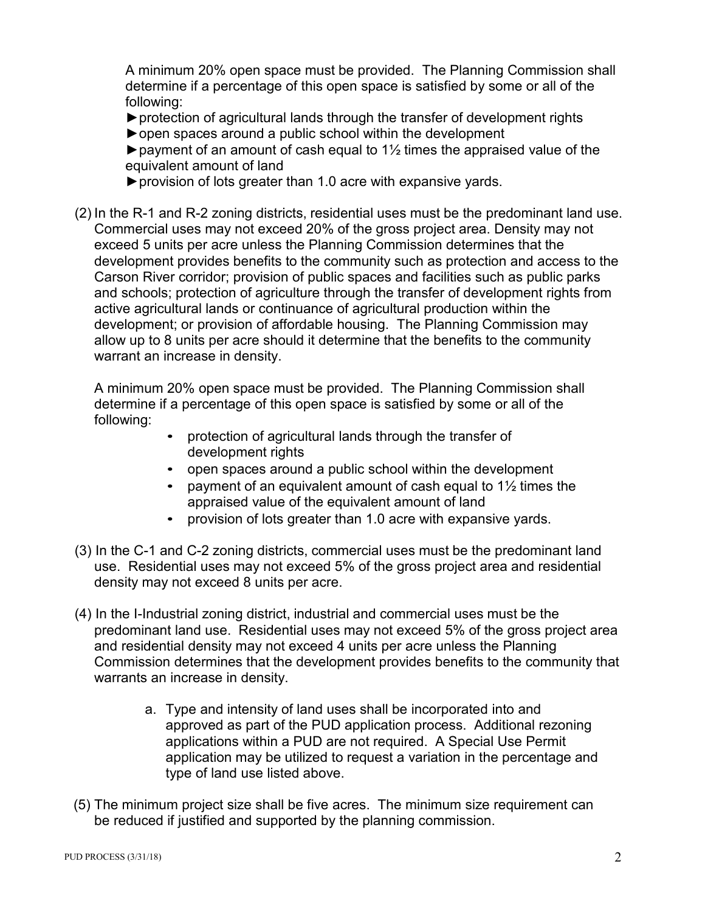A minimum 20% open space must be provided. The Planning Commission shall determine if a percentage of this open space is satisfied by some or all of the following:

►protection of agricultural lands through the transfer of development rights
►open spaces around a public school within the development
►payment of an amount of cash equal to 1½ times the appraised value of the equivalent amount of land
►provision of lots greater than 1.0 acre with expansive yards.

(2) In the R-1 and R-2 zoning districts, residential uses must be the predominant land use. Commercial uses may not exceed 20% of the gross project area. Density may not exceed 5 units per acre unless the Planning Commission determines that the development provides benefits to the community such as protection and access to the Carson River corridor; provision of public spaces and facilities such as public parks and schools; protection of agriculture through the transfer of development rights from active agricultural lands or continuance of agricultural production within the development; or provision of affordable housing. The Planning Commission may allow up to 8 units per acre should it determine that the benefits to the community warrant an increase in density.

A minimum 20% open space must be provided. The Planning Commission shall determine if a percentage of this open space is satisfied by some or all of the following:

- protection of agricultural lands through the transfer of development rights
- open spaces around a public school within the development
- payment of an equivalent amount of cash equal to 1½ times the appraised value of the equivalent amount of land
- provision of lots greater than 1.0 acre with expansive yards.

(3) In the C-1 and C-2 zoning districts, commercial uses must be the predominant land use. Residential uses may not exceed 5% of the gross project area and residential density may not exceed 8 units per acre.

(4) In the I-Industrial zoning district, industrial and commercial uses must be the predominant land use. Residential uses may not exceed 5% of the gross project area and residential density may not exceed 4 units per acre unless the Planning Commission determines that the development provides benefits to the community that warrants an increase in density.

a. Type and intensity of land uses shall be incorporated into and approved as part of the PUD application process. Additional rezoning applications within a PUD are not required. A Special Use Permit application may be utilized to request a variation in the percentage and type of land use listed above.

(5) The minimum project size shall be five acres. The minimum size requirement can be reduced if justified and supported by the planning commission.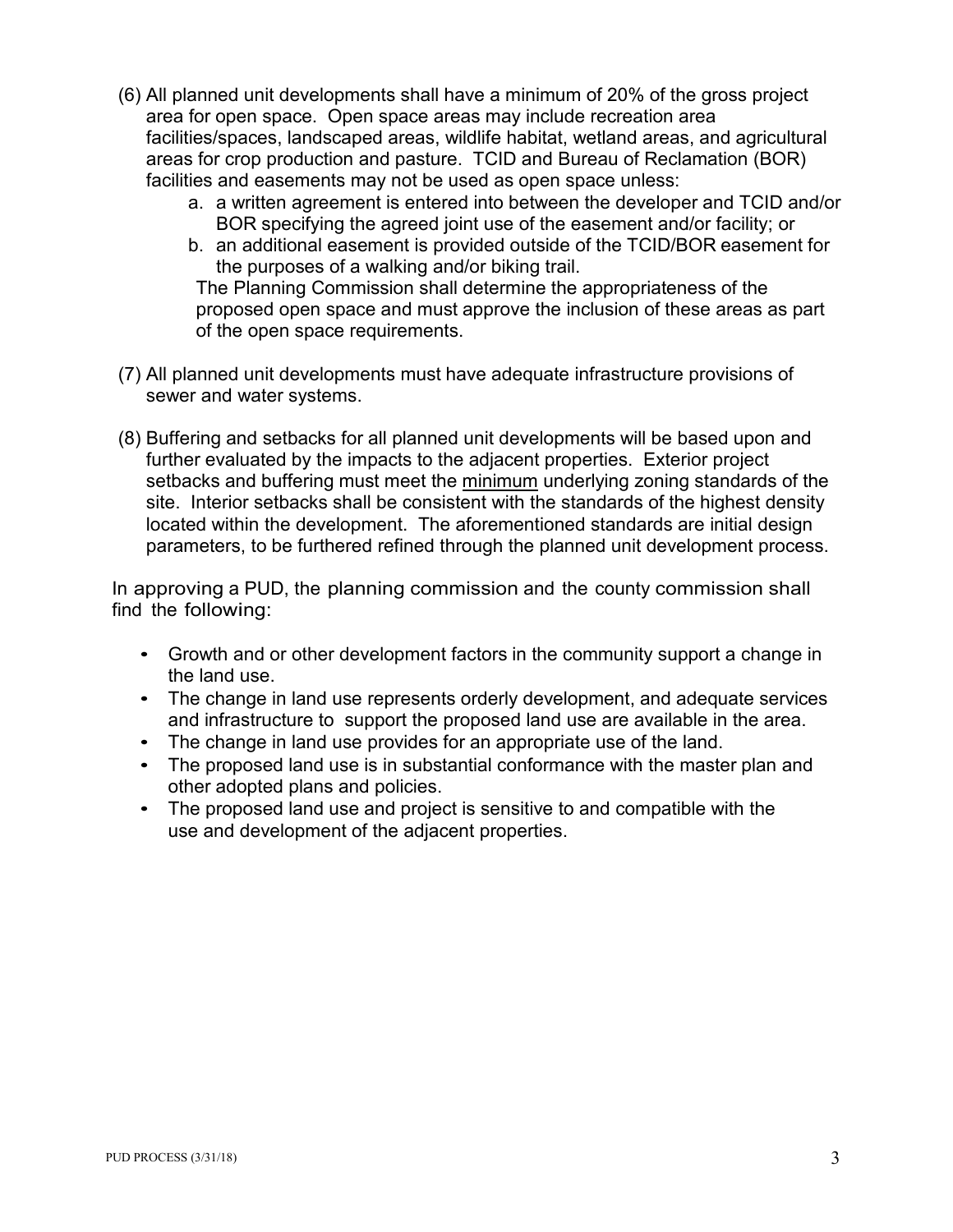(6) All planned unit developments shall have a minimum of 20% of the gross project area for open space. Open space areas may include recreation area facilities/spaces, landscaped areas, wildlife habitat, wetland areas, and agricultural areas for crop production and pasture. TCID and Bureau of Reclamation (BOR) facilities and easements may not be used as open space unless:

   a. a written agreement is entered into between the developer and TCID and/or BOR specifying the agreed joint use of the easement and/or facility; or
   b. an additional easement is provided outside of the TCID/BOR easement for the purposes of a walking and/or biking trail.

   The Planning Commission shall determine the appropriateness of the proposed open space and must approve the inclusion of these areas as part of the open space requirements.

(7) All planned unit developments must have adequate infrastructure provisions of sewer and water systems.

(8) Buffering and setbacks for all planned unit developments will be based upon and further evaluated by the impacts to the adjacent properties. Exterior project setbacks and buffering must meet the <u>minimum</u> underlying zoning standards of the site. Interior setbacks shall be consistent with the standards of the highest density located within the development. The aforementioned standards are initial design parameters, to be furthered refined through the planned unit development process.

In approving a PUD, the planning commission and the county commission shall find the following:

- Growth and or other development factors in the community support a change in the land use.
- The change in land use represents orderly development, and adequate services and infrastructure to support the proposed land use are available in the area.
- The change in land use provides for an appropriate use of the land.
- The proposed land use is in substantial conformance with the master plan and other adopted plans and policies.
- The proposed land use and project is sensitive to and compatible with the use and development of the adjacent properties.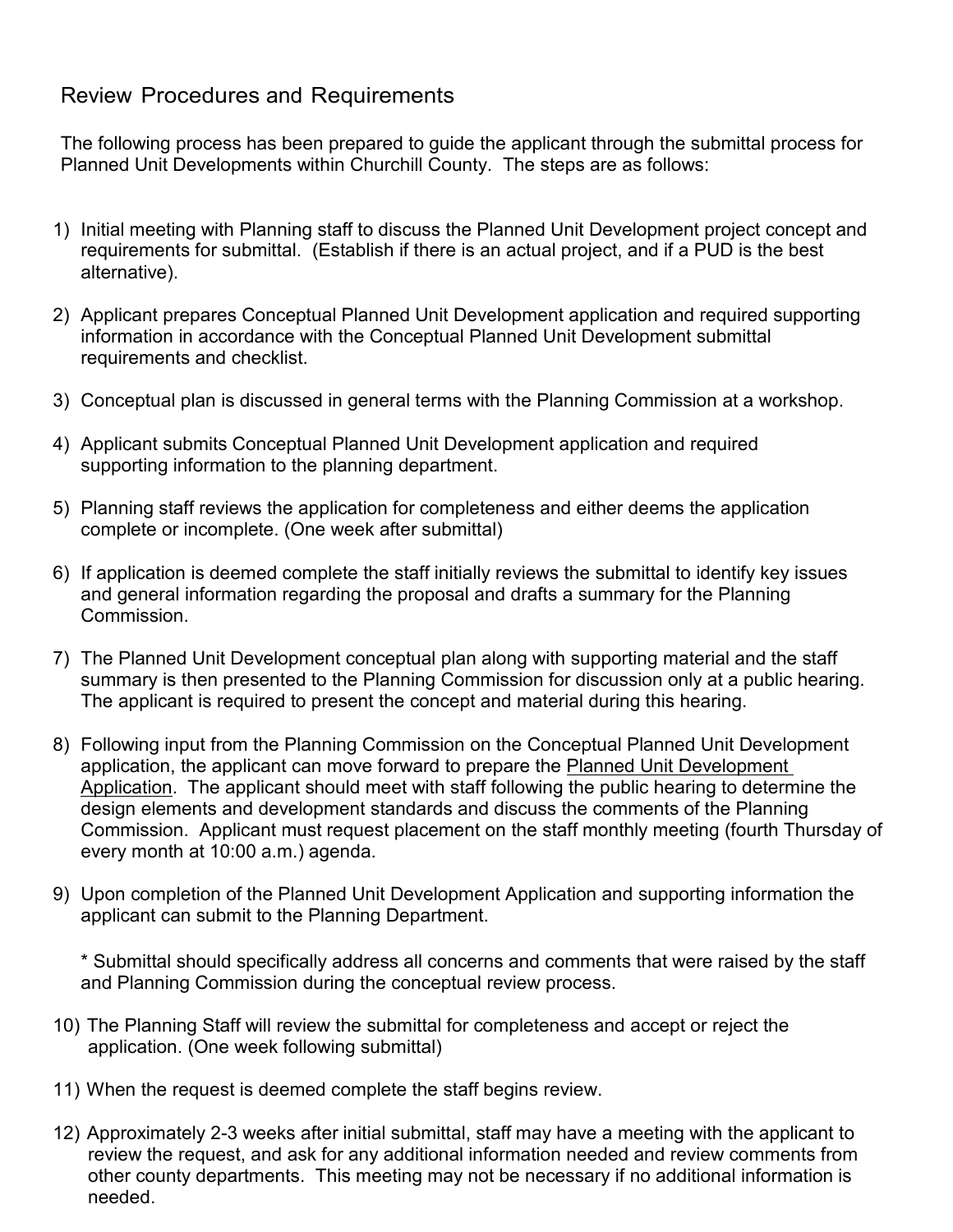## Review Procedures and Requirements

The following process has been prepared to guide the applicant through the submittal process for Planned Unit Developments within Churchill County. The steps are as follows:

1) Initial meeting with Planning staff to discuss the Planned Unit Development project concept and requirements for submittal. (Establish if there is an actual project, and if a PUD is the best alternative).

2) Applicant prepares Conceptual Planned Unit Development application and required supporting information in accordance with the Conceptual Planned Unit Development submittal requirements and checklist.

3) Conceptual plan is discussed in general terms with the Planning Commission at a workshop.

4) Applicant submits Conceptual Planned Unit Development application and required supporting information to the planning department.

5) Planning staff reviews the application for completeness and either deems the application complete or incomplete. (One week after submittal)

6) If application is deemed complete the staff initially reviews the submittal to identify key issues and general information regarding the proposal and drafts a summary for the Planning Commission.

7) The Planned Unit Development conceptual plan along with supporting material and the staff summary is then presented to the Planning Commission for discussion only at a public hearing. The applicant is required to present the concept and material during this hearing.

8) Following input from the Planning Commission on the Conceptual Planned Unit Development application, the applicant can move forward to prepare the <u>Planned Unit Development Application</u>. The applicant should meet with staff following the public hearing to determine the design elements and development standards and discuss the comments of the Planning Commission. Applicant must request placement on the staff monthly meeting (fourth Thursday of every month at 10:00 a.m.) agenda.

9) Upon completion of the Planned Unit Development Application and supporting information the applicant can submit to the Planning Department.

   * Submittal should specifically address all concerns and comments that were raised by the staff and Planning Commission during the conceptual review process.

10) The Planning Staff will review the submittal for completeness and accept or reject the application. (One week following submittal)

11) When the request is deemed complete the staff begins review.

12) Approximately 2-3 weeks after initial submittal, staff may have a meeting with the applicant to review the request, and ask for any additional information needed and review comments from other county departments. This meeting may not be necessary if no additional information is needed.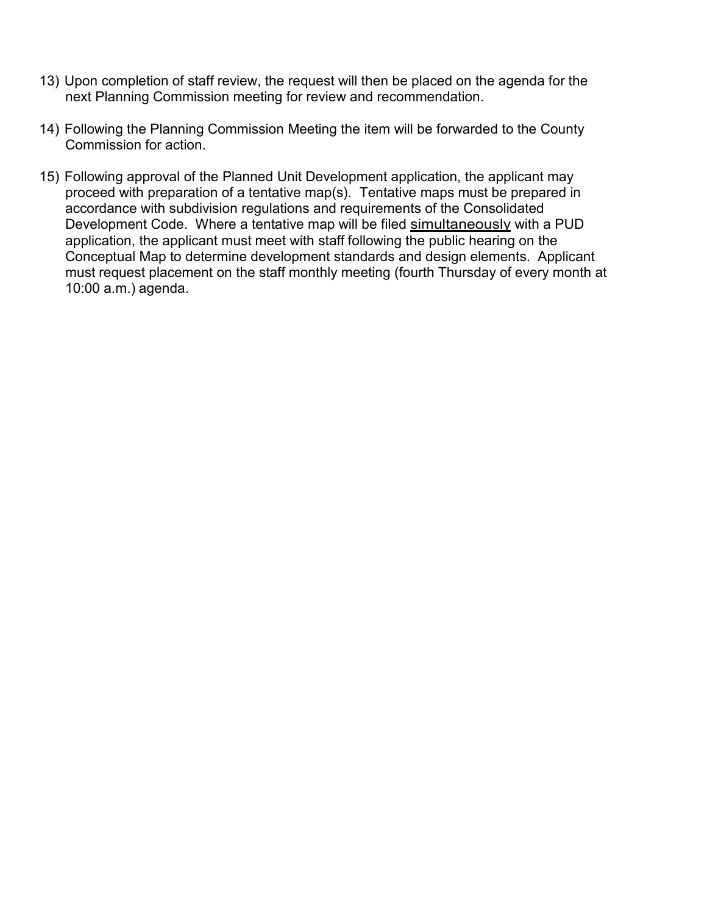13) Upon completion of staff review, the request will then be placed on the agenda for the next Planning Commission meeting for review and recommendation.

14) Following the Planning Commission Meeting the item will be forwarded to the County Commission for action.

15) Following approval of the Planned Unit Development application, the applicant may proceed with preparation of a tentative map(s). Tentative maps must be prepared in accordance with subdivision regulations and requirements of the Consolidated Development Code. Where a tentative map will be filed <u>simultaneously</u> with a PUD application, the applicant must meet with staff following the public hearing on the Conceptual Map to determine development standards and design elements. Applicant must request placement on the staff monthly meeting (fourth Thursday of every month at 10:00 a.m.) agenda.